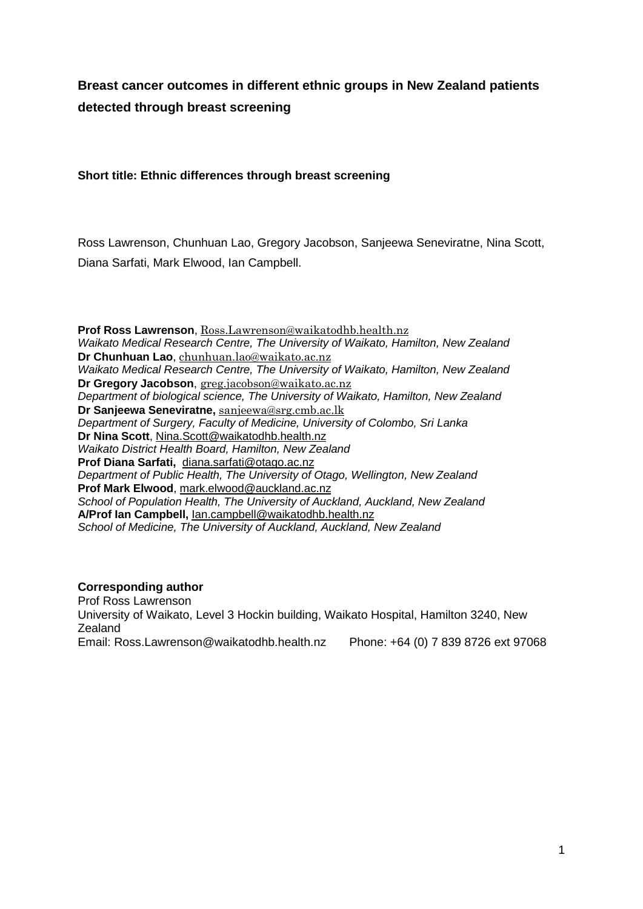# Breast cancer outcomes in different ethnic groups in New Zealand patients detected through breast screening

**Short title: Ethnic differences through breast screening**

Ross Lawrenson, Chunhuan Lao, Gregory Jacobson, Sanjeewa Seneviratne, Nina Scott, Diana Sarfati, Mark Elwood, Ian Campbell.

**Prof Ross Lawrenson**, Ross.Lawrenson@waikatodhb.health.nz
*Waikato Medical Research Centre, The University of Waikato, Hamilton, New Zealand*
**Dr Chunhuan Lao**, chunhuan.lao@waikato.ac.nz
*Waikato Medical Research Centre, The University of Waikato, Hamilton, New Zealand*
**Dr Gregory Jacobson**, greg.jacobson@waikato.ac.nz
*Department of biological science, The University of Waikato, Hamilton, New Zealand*
**Dr Sanjeewa Seneviratne,** sanjeewa@srg.cmb.ac.lk
*Department of Surgery, Faculty of Medicine, University of Colombo, Sri Lanka*
**Dr Nina Scott**, Nina.Scott@waikatodhb.health.nz
*Waikato District Health Board, Hamilton, New Zealand*
**Prof Diana Sarfati,** diana.sarfati@otago.ac.nz
*Department of Public Health, The University of Otago, Wellington, New Zealand*
**Prof Mark Elwood**, mark.elwood@auckland.ac.nz
*School of Population Health, The University of Auckland, Auckland, New Zealand*
**A/Prof Ian Campbell,** Ian.campbell@waikatodhb.health.nz
*School of Medicine, The University of Auckland, Auckland, New Zealand*

**Corresponding author**
Prof Ross Lawrenson
University of Waikato, Level 3 Hockin building, Waikato Hospital, Hamilton 3240, New Zealand
Email: Ross.Lawrenson@waikatodhb.health.nz Phone: +64 (0) 7 839 8726 ext 97068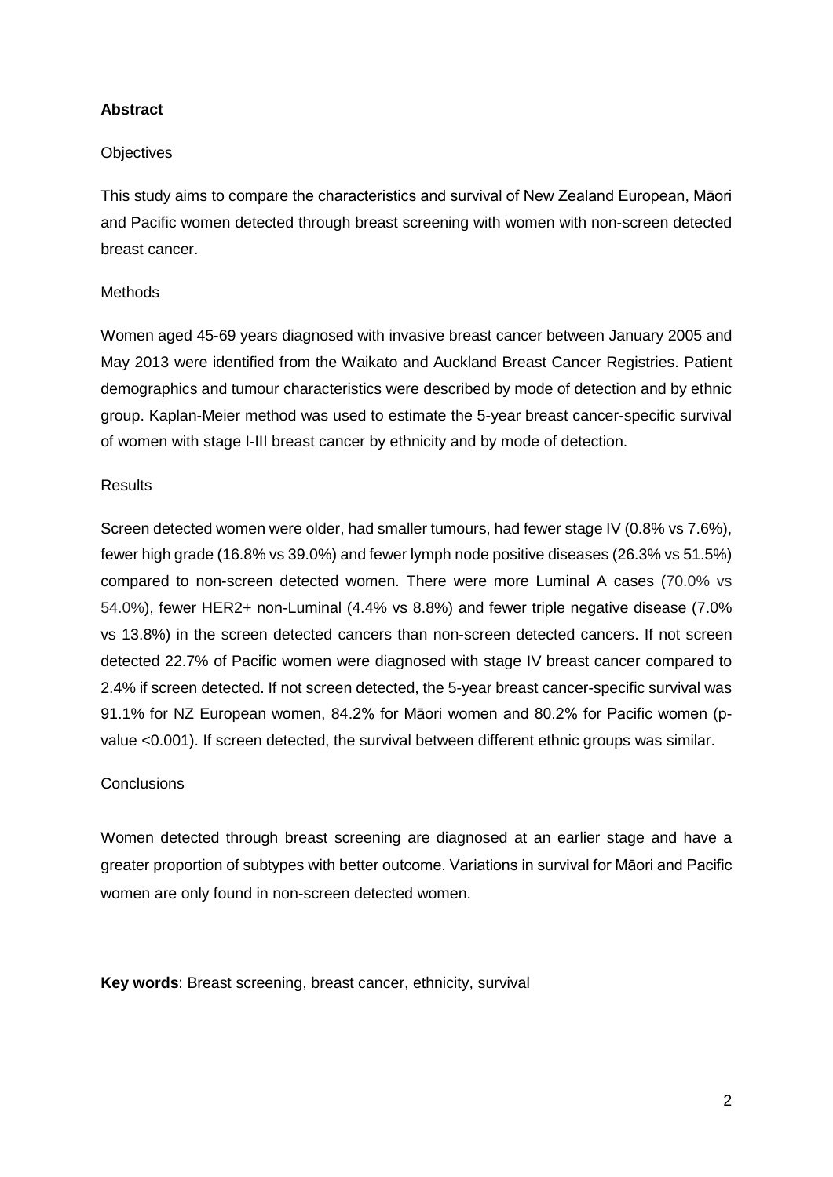**Abstract**

Objectives

This study aims to compare the characteristics and survival of New Zealand European, Māori and Pacific women detected through breast screening with women with non-screen detected breast cancer.

Methods

Women aged 45-69 years diagnosed with invasive breast cancer between January 2005 and May 2013 were identified from the Waikato and Auckland Breast Cancer Registries. Patient demographics and tumour characteristics were described by mode of detection and by ethnic group. Kaplan-Meier method was used to estimate the 5-year breast cancer-specific survival of women with stage I-III breast cancer by ethnicity and by mode of detection.

Results

Screen detected women were older, had smaller tumours, had fewer stage IV (0.8% vs 7.6%), fewer high grade (16.8% vs 39.0%) and fewer lymph node positive diseases (26.3% vs 51.5%) compared to non-screen detected women. There were more Luminal A cases (70.0% vs 54.0%), fewer HER2+ non-Luminal (4.4% vs 8.8%) and fewer triple negative disease (7.0% vs 13.8%) in the screen detected cancers than non-screen detected cancers. If not screen detected 22.7% of Pacific women were diagnosed with stage IV breast cancer compared to 2.4% if screen detected. If not screen detected, the 5-year breast cancer-specific survival was 91.1% for NZ European women, 84.2% for Māori women and 80.2% for Pacific women (p-value <0.001). If screen detected, the survival between different ethnic groups was similar.

Conclusions

Women detected through breast screening are diagnosed at an earlier stage and have a greater proportion of subtypes with better outcome. Variations in survival for Māori and Pacific women are only found in non-screen detected women.

**Key words**: Breast screening, breast cancer, ethnicity, survival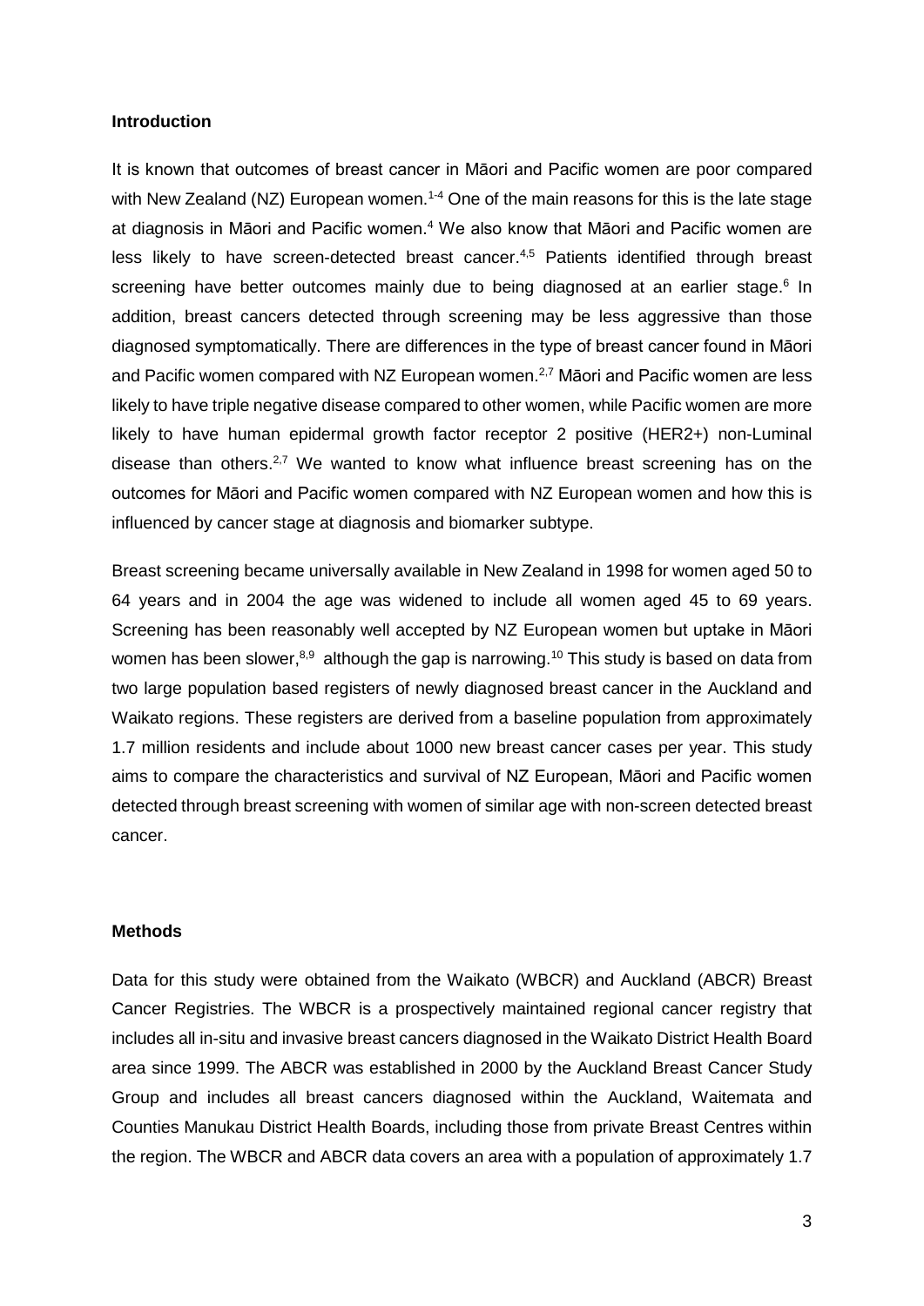## Introduction

It is known that outcomes of breast cancer in Māori and Pacific women are poor compared with New Zealand (NZ) European women.[1-4] One of the main reasons for this is the late stage at diagnosis in Māori and Pacific women.[4] We also know that Māori and Pacific women are less likely to have screen-detected breast cancer.[4,5] Patients identified through breast screening have better outcomes mainly due to being diagnosed at an earlier stage.[6] In addition, breast cancers detected through screening may be less aggressive than those diagnosed symptomatically. There are differences in the type of breast cancer found in Māori and Pacific women compared with NZ European women.[2,7] Māori and Pacific women are less likely to have triple negative disease compared to other women, while Pacific women are more likely to have human epidermal growth factor receptor 2 positive (HER2+) non-Luminal disease than others.[2,7] We wanted to know what influence breast screening has on the outcomes for Māori and Pacific women compared with NZ European women and how this is influenced by cancer stage at diagnosis and biomarker subtype.

Breast screening became universally available in New Zealand in 1998 for women aged 50 to 64 years and in 2004 the age was widened to include all women aged 45 to 69 years. Screening has been reasonably well accepted by NZ European women but uptake in Māori women has been slower,[8,9] although the gap is narrowing.[10] This study is based on data from two large population based registers of newly diagnosed breast cancer in the Auckland and Waikato regions. These registers are derived from a baseline population from approximately 1.7 million residents and include about 1000 new breast cancer cases per year. This study aims to compare the characteristics and survival of NZ European, Māori and Pacific women detected through breast screening with women of similar age with non-screen detected breast cancer.

## Methods

Data for this study were obtained from the Waikato (WBCR) and Auckland (ABCR) Breast Cancer Registries. The WBCR is a prospectively maintained regional cancer registry that includes all in-situ and invasive breast cancers diagnosed in the Waikato District Health Board area since 1999. The ABCR was established in 2000 by the Auckland Breast Cancer Study Group and includes all breast cancers diagnosed within the Auckland, Waitemata and Counties Manukau District Health Boards, including those from private Breast Centres within the region. The WBCR and ABCR data covers an area with a population of approximately 1.7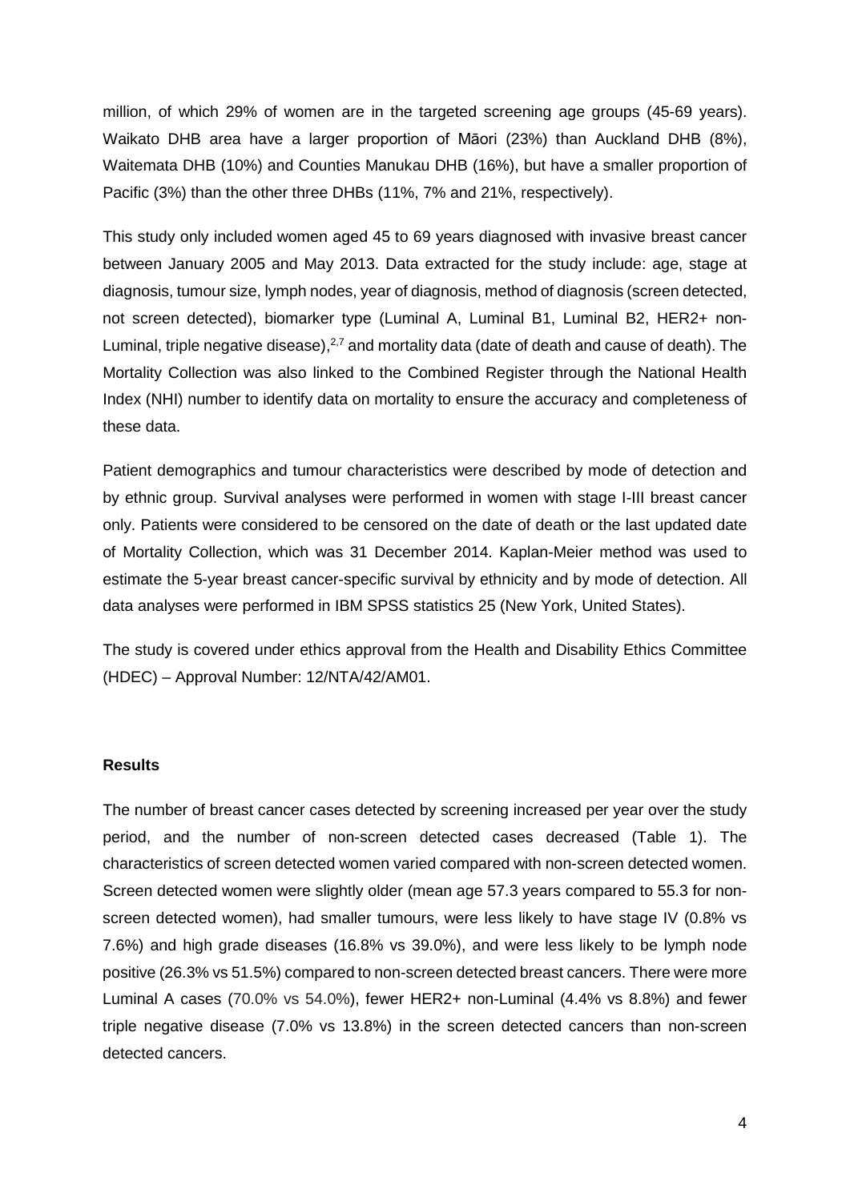million, of which 29% of women are in the targeted screening age groups (45-69 years). Waikato DHB area have a larger proportion of Māori (23%) than Auckland DHB (8%), Waitemata DHB (10%) and Counties Manukau DHB (16%), but have a smaller proportion of Pacific (3%) than the other three DHBs (11%, 7% and 21%, respectively).

This study only included women aged 45 to 69 years diagnosed with invasive breast cancer between January 2005 and May 2013. Data extracted for the study include: age, stage at diagnosis, tumour size, lymph nodes, year of diagnosis, method of diagnosis (screen detected, not screen detected), biomarker type (Luminal A, Luminal B1, Luminal B2, HER2+ non-Luminal, triple negative disease),[2,7] and mortality data (date of death and cause of death). The Mortality Collection was also linked to the Combined Register through the National Health Index (NHI) number to identify data on mortality to ensure the accuracy and completeness of these data.

Patient demographics and tumour characteristics were described by mode of detection and by ethnic group. Survival analyses were performed in women with stage I-III breast cancer only. Patients were considered to be censored on the date of death or the last updated date of Mortality Collection, which was 31 December 2014. Kaplan-Meier method was used to estimate the 5-year breast cancer-specific survival by ethnicity and by mode of detection. All data analyses were performed in IBM SPSS statistics 25 (New York, United States).

The study is covered under ethics approval from the Health and Disability Ethics Committee (HDEC) – Approval Number: 12/NTA/42/AM01.

**Results**

The number of breast cancer cases detected by screening increased per year over the study period, and the number of non-screen detected cases decreased (Table 1). The characteristics of screen detected women varied compared with non-screen detected women. Screen detected women were slightly older (mean age 57.3 years compared to 55.3 for non-screen detected women), had smaller tumours, were less likely to have stage IV (0.8% vs 7.6%) and high grade diseases (16.8% vs 39.0%), and were less likely to be lymph node positive (26.3% vs 51.5%) compared to non-screen detected breast cancers. There were more Luminal A cases (70.0% vs 54.0%), fewer HER2+ non-Luminal (4.4% vs 8.8%) and fewer triple negative disease (7.0% vs 13.8%) in the screen detected cancers than non-screen detected cancers.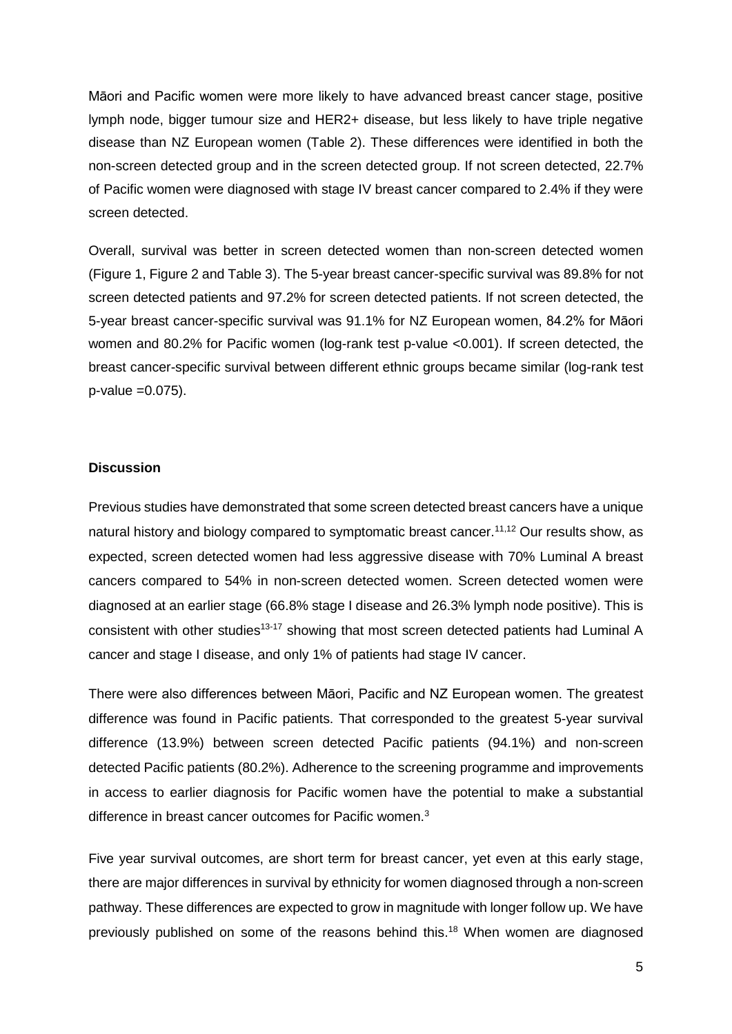Māori and Pacific women were more likely to have advanced breast cancer stage, positive lymph node, bigger tumour size and HER2+ disease, but less likely to have triple negative disease than NZ European women (Table 2). These differences were identified in both the non-screen detected group and in the screen detected group. If not screen detected, 22.7% of Pacific women were diagnosed with stage IV breast cancer compared to 2.4% if they were screen detected.

Overall, survival was better in screen detected women than non-screen detected women (Figure 1, Figure 2 and Table 3). The 5-year breast cancer-specific survival was 89.8% for not screen detected patients and 97.2% for screen detected patients. If not screen detected, the 5-year breast cancer-specific survival was 91.1% for NZ European women, 84.2% for Māori women and 80.2% for Pacific women (log-rank test p-value <0.001). If screen detected, the breast cancer-specific survival between different ethnic groups became similar (log-rank test p-value =0.075).

## Discussion

Previous studies have demonstrated that some screen detected breast cancers have a unique natural history and biology compared to symptomatic breast cancer.[11,12] Our results show, as expected, screen detected women had less aggressive disease with 70% Luminal A breast cancers compared to 54% in non-screen detected women. Screen detected women were diagnosed at an earlier stage (66.8% stage I disease and 26.3% lymph node positive). This is consistent with other studies[13-17] showing that most screen detected patients had Luminal A cancer and stage I disease, and only 1% of patients had stage IV cancer.

There were also differences between Māori, Pacific and NZ European women. The greatest difference was found in Pacific patients. That corresponded to the greatest 5-year survival difference (13.9%) between screen detected Pacific patients (94.1%) and non-screen detected Pacific patients (80.2%). Adherence to the screening programme and improvements in access to earlier diagnosis for Pacific women have the potential to make a substantial difference in breast cancer outcomes for Pacific women.[3]

Five year survival outcomes, are short term for breast cancer, yet even at this early stage, there are major differences in survival by ethnicity for women diagnosed through a non-screen pathway. These differences are expected to grow in magnitude with longer follow up. We have previously published on some of the reasons behind this.[18] When women are diagnosed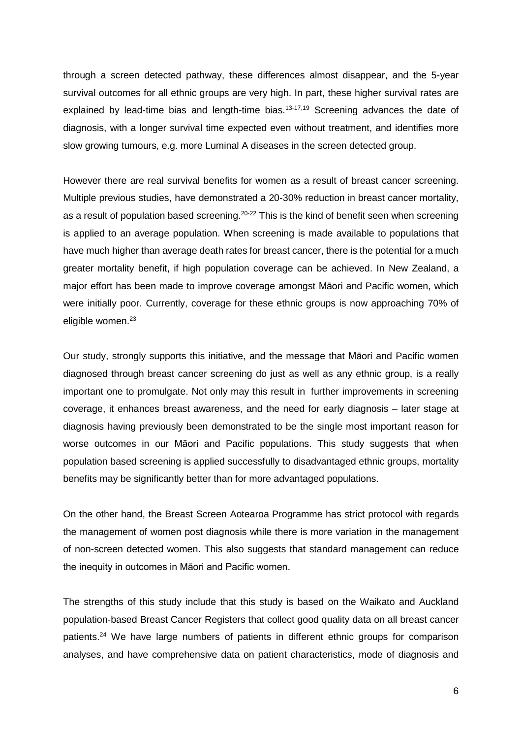through a screen detected pathway, these differences almost disappear, and the 5-year survival outcomes for all ethnic groups are very high. In part, these higher survival rates are explained by lead-time bias and length-time bias.[13-17,19] Screening advances the date of diagnosis, with a longer survival time expected even without treatment, and identifies more slow growing tumours, e.g. more Luminal A diseases in the screen detected group.

However there are real survival benefits for women as a result of breast cancer screening. Multiple previous studies, have demonstrated a 20-30% reduction in breast cancer mortality, as a result of population based screening.[20-22] This is the kind of benefit seen when screening is applied to an average population. When screening is made available to populations that have much higher than average death rates for breast cancer, there is the potential for a much greater mortality benefit, if high population coverage can be achieved. In New Zealand, a major effort has been made to improve coverage amongst Māori and Pacific women, which were initially poor. Currently, coverage for these ethnic groups is now approaching 70% of eligible women.[23]

Our study, strongly supports this initiative, and the message that Māori and Pacific women diagnosed through breast cancer screening do just as well as any ethnic group, is a really important one to promulgate. Not only may this result in further improvements in screening coverage, it enhances breast awareness, and the need for early diagnosis – later stage at diagnosis having previously been demonstrated to be the single most important reason for worse outcomes in our Māori and Pacific populations. This study suggests that when population based screening is applied successfully to disadvantaged ethnic groups, mortality benefits may be significantly better than for more advantaged populations.

On the other hand, the Breast Screen Aotearoa Programme has strict protocol with regards the management of women post diagnosis while there is more variation in the management of non-screen detected women. This also suggests that standard management can reduce the inequity in outcomes in Māori and Pacific women.

The strengths of this study include that this study is based on the Waikato and Auckland population-based Breast Cancer Registers that collect good quality data on all breast cancer patients.[24] We have large numbers of patients in different ethnic groups for comparison analyses, and have comprehensive data on patient characteristics, mode of diagnosis and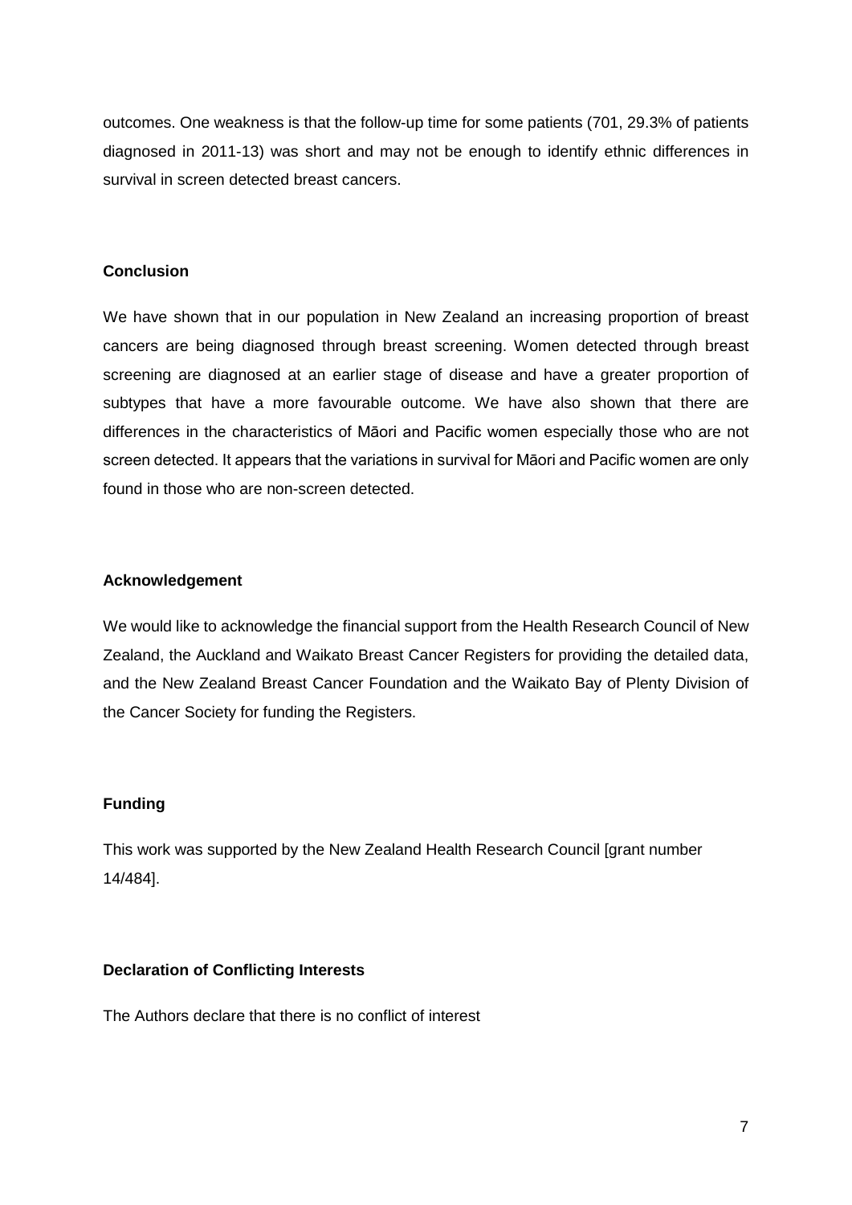outcomes. One weakness is that the follow-up time for some patients (701, 29.3% of patients diagnosed in 2011-13) was short and may not be enough to identify ethnic differences in survival in screen detected breast cancers.

## Conclusion

We have shown that in our population in New Zealand an increasing proportion of breast cancers are being diagnosed through breast screening. Women detected through breast screening are diagnosed at an earlier stage of disease and have a greater proportion of subtypes that have a more favourable outcome. We have also shown that there are differences in the characteristics of Māori and Pacific women especially those who are not screen detected. It appears that the variations in survival for Māori and Pacific women are only found in those who are non-screen detected.

## Acknowledgement

We would like to acknowledge the financial support from the Health Research Council of New Zealand, the Auckland and Waikato Breast Cancer Registers for providing the detailed data, and the New Zealand Breast Cancer Foundation and the Waikato Bay of Plenty Division of the Cancer Society for funding the Registers.

## Funding

This work was supported by the New Zealand Health Research Council [grant number 14/484].

## Declaration of Conflicting Interests

The Authors declare that there is no conflict of interest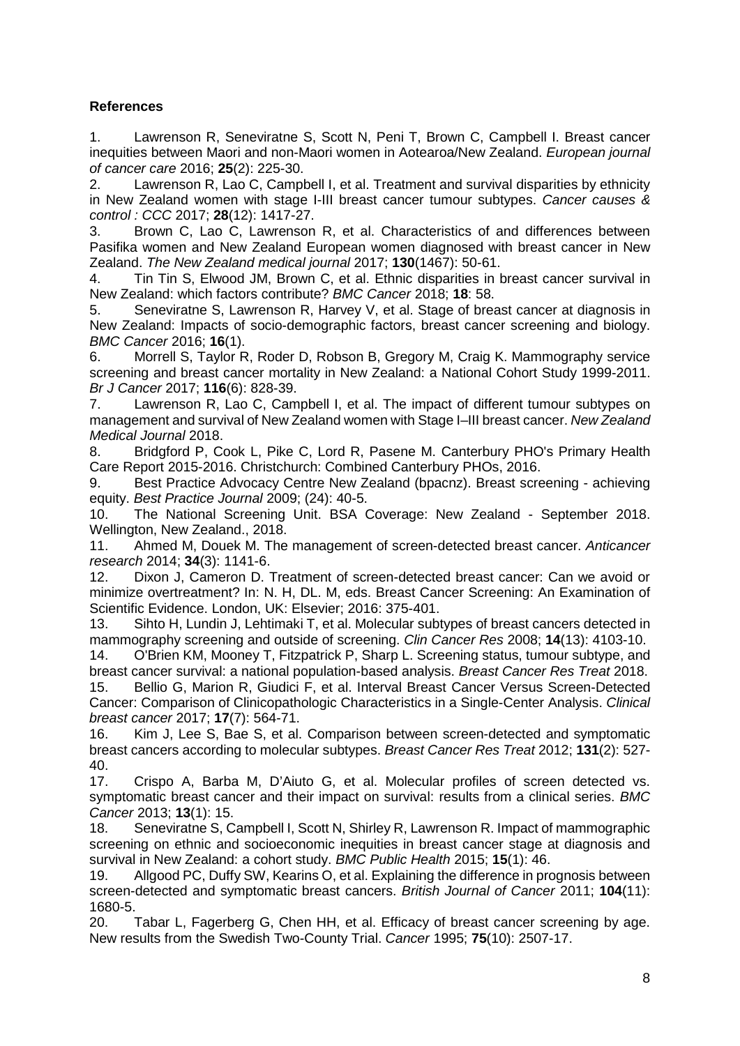**References**

1. Lawrenson R, Seneviratne S, Scott N, Peni T, Brown C, Campbell I. Breast cancer inequities between Maori and non-Maori women in Aotearoa/New Zealand. *European journal of cancer care* 2016; **25**(2): 225-30.
2. Lawrenson R, Lao C, Campbell I, et al. Treatment and survival disparities by ethnicity in New Zealand women with stage I-III breast cancer tumour subtypes. *Cancer causes & control : CCC* 2017; **28**(12): 1417-27.
3. Brown C, Lao C, Lawrenson R, et al. Characteristics of and differences between Pasifika women and New Zealand European women diagnosed with breast cancer in New Zealand. *The New Zealand medical journal* 2017; **130**(1467): 50-61.
4. Tin Tin S, Elwood JM, Brown C, et al. Ethnic disparities in breast cancer survival in New Zealand: which factors contribute? *BMC Cancer* 2018; **18**: 58.
5. Seneviratne S, Lawrenson R, Harvey V, et al. Stage of breast cancer at diagnosis in New Zealand: Impacts of socio-demographic factors, breast cancer screening and biology. *BMC Cancer* 2016; **16**(1).
6. Morrell S, Taylor R, Roder D, Robson B, Gregory M, Craig K. Mammography service screening and breast cancer mortality in New Zealand: a National Cohort Study 1999-2011. *Br J Cancer* 2017; **116**(6): 828-39.
7. Lawrenson R, Lao C, Campbell I, et al. The impact of different tumour subtypes on management and survival of New Zealand women with Stage I–III breast cancer. *New Zealand Medical Journal* 2018.
8. Bridgford P, Cook L, Pike C, Lord R, Pasene M. Canterbury PHO's Primary Health Care Report 2015-2016. Christchurch: Combined Canterbury PHOs, 2016.
9. Best Practice Advocacy Centre New Zealand (bpacnz). Breast screening - achieving equity. *Best Practice Journal* 2009; (24): 40-5.
10. The National Screening Unit. BSA Coverage: New Zealand - September 2018. Wellington, New Zealand., 2018.
11. Ahmed M, Douek M. The management of screen-detected breast cancer. *Anticancer research* 2014; **34**(3): 1141-6.
12. Dixon J, Cameron D. Treatment of screen-detected breast cancer: Can we avoid or minimize overtreatment? In: N. H, DL. M, eds. Breast Cancer Screening: An Examination of Scientific Evidence. London, UK: Elsevier; 2016: 375-401.
13. Sihto H, Lundin J, Lehtimaki T, et al. Molecular subtypes of breast cancers detected in mammography screening and outside of screening. *Clin Cancer Res* 2008; **14**(13): 4103-10.
14. O'Brien KM, Mooney T, Fitzpatrick P, Sharp L. Screening status, tumour subtype, and breast cancer survival: a national population-based analysis. *Breast Cancer Res Treat* 2018.
15. Bellio G, Marion R, Giudici F, et al. Interval Breast Cancer Versus Screen-Detected Cancer: Comparison of Clinicopathologic Characteristics in a Single-Center Analysis. *Clinical breast cancer* 2017; **17**(7): 564-71.
16. Kim J, Lee S, Bae S, et al. Comparison between screen-detected and symptomatic breast cancers according to molecular subtypes. *Breast Cancer Res Treat* 2012; **131**(2): 527-40.
17. Crispo A, Barba M, D'Aiuto G, et al. Molecular profiles of screen detected vs. symptomatic breast cancer and their impact on survival: results from a clinical series. *BMC Cancer* 2013; **13**(1): 15.
18. Seneviratne S, Campbell I, Scott N, Shirley R, Lawrenson R. Impact of mammographic screening on ethnic and socioeconomic inequities in breast cancer stage at diagnosis and survival in New Zealand: a cohort study. *BMC Public Health* 2015; **15**(1): 46.
19. Allgood PC, Duffy SW, Kearins O, et al. Explaining the difference in prognosis between screen-detected and symptomatic breast cancers. *British Journal of Cancer* 2011; **104**(11): 1680-5.
20. Tabar L, Fagerberg G, Chen HH, et al. Efficacy of breast cancer screening by age. New results from the Swedish Two-County Trial. *Cancer* 1995; **75**(10): 2507-17.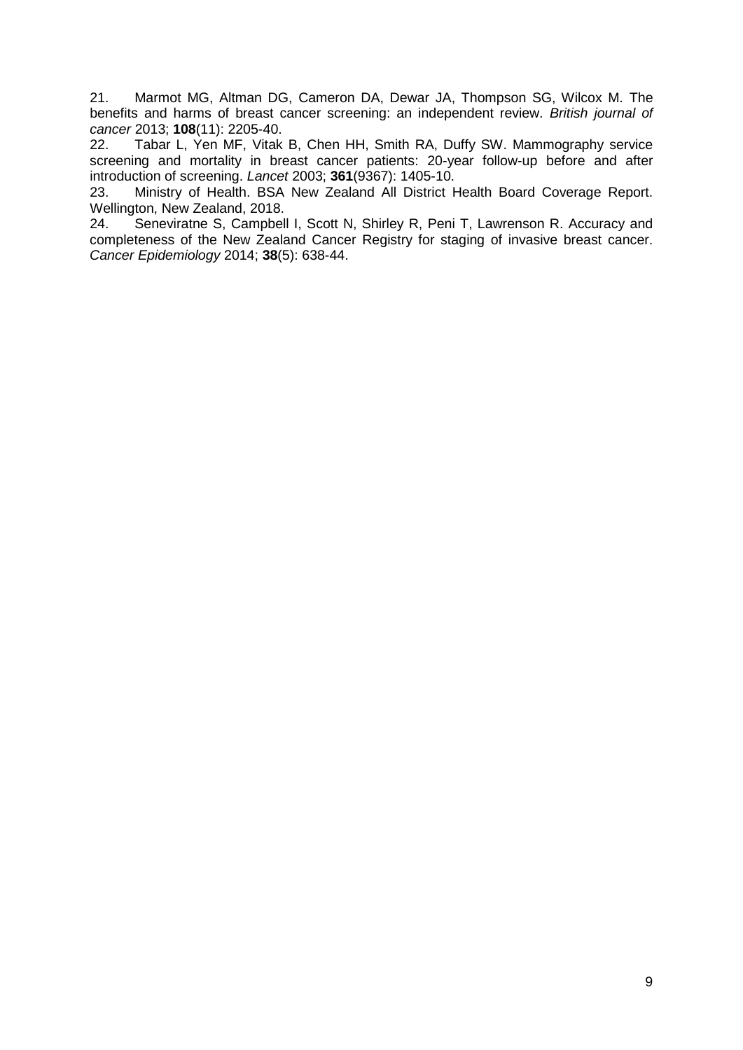21. Marmot MG, Altman DG, Cameron DA, Dewar JA, Thompson SG, Wilcox M. The benefits and harms of breast cancer screening: an independent review. *British journal of cancer* 2013; **108**(11): 2205-40.

22. Tabar L, Yen MF, Vitak B, Chen HH, Smith RA, Duffy SW. Mammography service screening and mortality in breast cancer patients: 20-year follow-up before and after introduction of screening. *Lancet* 2003; **361**(9367): 1405-10.

23. Ministry of Health. BSA New Zealand All District Health Board Coverage Report. Wellington, New Zealand, 2018.

24. Seneviratne S, Campbell I, Scott N, Shirley R, Peni T, Lawrenson R. Accuracy and completeness of the New Zealand Cancer Registry for staging of invasive breast cancer. *Cancer Epidemiology* 2014; **38**(5): 638-44.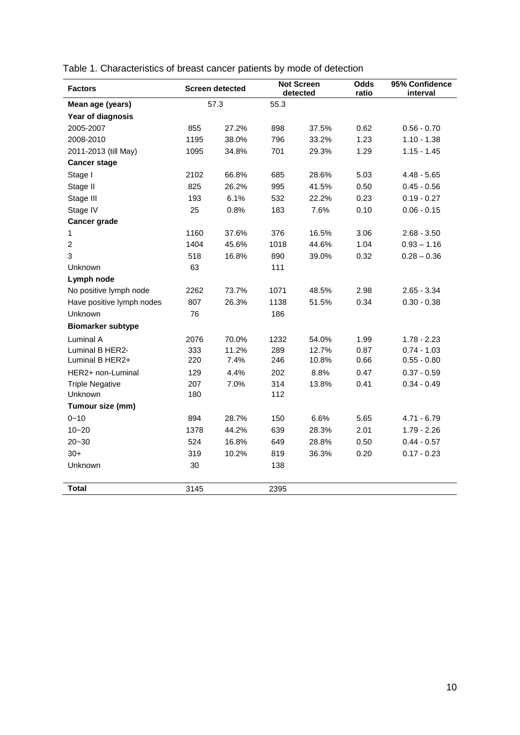Table 1. Characteristics of breast cancer patients by mode of detection

| Factors | Screen detected | | Not Screen detected | | Odds ratio | 95% Confidence interval |
|---|---|---|---|---|---|---|
| **Mean age (years)** | 57.3 | | 55.3 | | | |
| **Year of diagnosis** | | | | | | |
| 2005-2007 | 855 | 27.2% | 898 | 37.5% | 0.62 | 0.56 - 0.70 |
| 2008-2010 | 1195 | 38.0% | 796 | 33.2% | 1.23 | 1.10 - 1.38 |
| 2011-2013 (till May) | 1095 | 34.8% | 701 | 29.3% | 1.29 | 1.15 - 1.45 |
| **Cancer stage** | | | | | | |
| Stage I | 2102 | 66.8% | 685 | 28.6% | 5.03 | 4.48 - 5.65 |
| Stage II | 825 | 26.2% | 995 | 41.5% | 0.50 | 0.45 - 0.56 |
| Stage III | 193 | 6.1% | 532 | 22.2% | 0.23 | 0.19 - 0.27 |
| Stage IV | 25 | 0.8% | 183 | 7.6% | 0.10 | 0.06 - 0.15 |
| **Cancer grade** | | | | | | |
| 1 | 1160 | 37.6% | 376 | 16.5% | 3.06 | 2.68 - 3.50 |
| 2 | 1404 | 45.6% | 1018 | 44.6% | 1.04 | 0.93 – 1.16 |
| 3 | 518 | 16.8% | 890 | 39.0% | 0.32 | 0.28 – 0.36 |
| Unknown | 63 | | 111 | | | |
| **Lymph node** | | | | | | |
| No positive lymph node | 2262 | 73.7% | 1071 | 48.5% | 2.98 | 2.65 - 3.34 |
| Have positive lymph nodes | 807 | 26.3% | 1138 | 51.5% | 0.34 | 0.30 - 0.38 |
| Unknown | 76 | | 186 | | | |
| **Biomarker subtype** | | | | | | |
| Luminal A | 2076 | 70.0% | 1232 | 54.0% | 1.99 | 1.78 - 2.23 |
| Luminal B HER2- | 333 | 11.2% | 289 | 12.7% | 0.87 | 0.74 - 1.03 |
| Luminal B HER2+ | 220 | 7.4% | 246 | 10.8% | 0.66 | 0.55 - 0.80 |
| HER2+ non-Luminal | 129 | 4.4% | 202 | 8.8% | 0.47 | 0.37 - 0.59 |
| Triple Negative | 207 | 7.0% | 314 | 13.8% | 0.41 | 0.34 - 0.49 |
| Unknown | 180 | | 112 | | | |
| **Tumour size (mm)** | | | | | | |
| 0~10 | 894 | 28.7% | 150 | 6.6% | 5.65 | 4.71 - 6.79 |
| 10~20 | 1378 | 44.2% | 639 | 28.3% | 2.01 | 1.79 - 2.26 |
| 20~30 | 524 | 16.8% | 649 | 28.8% | 0.50 | 0.44 - 0.57 |
| 30+ | 319 | 10.2% | 819 | 36.3% | 0.20 | 0.17 - 0.23 |
| Unknown | 30 | | 138 | | | |
| **Total** | 3145 | | 2395 | | | |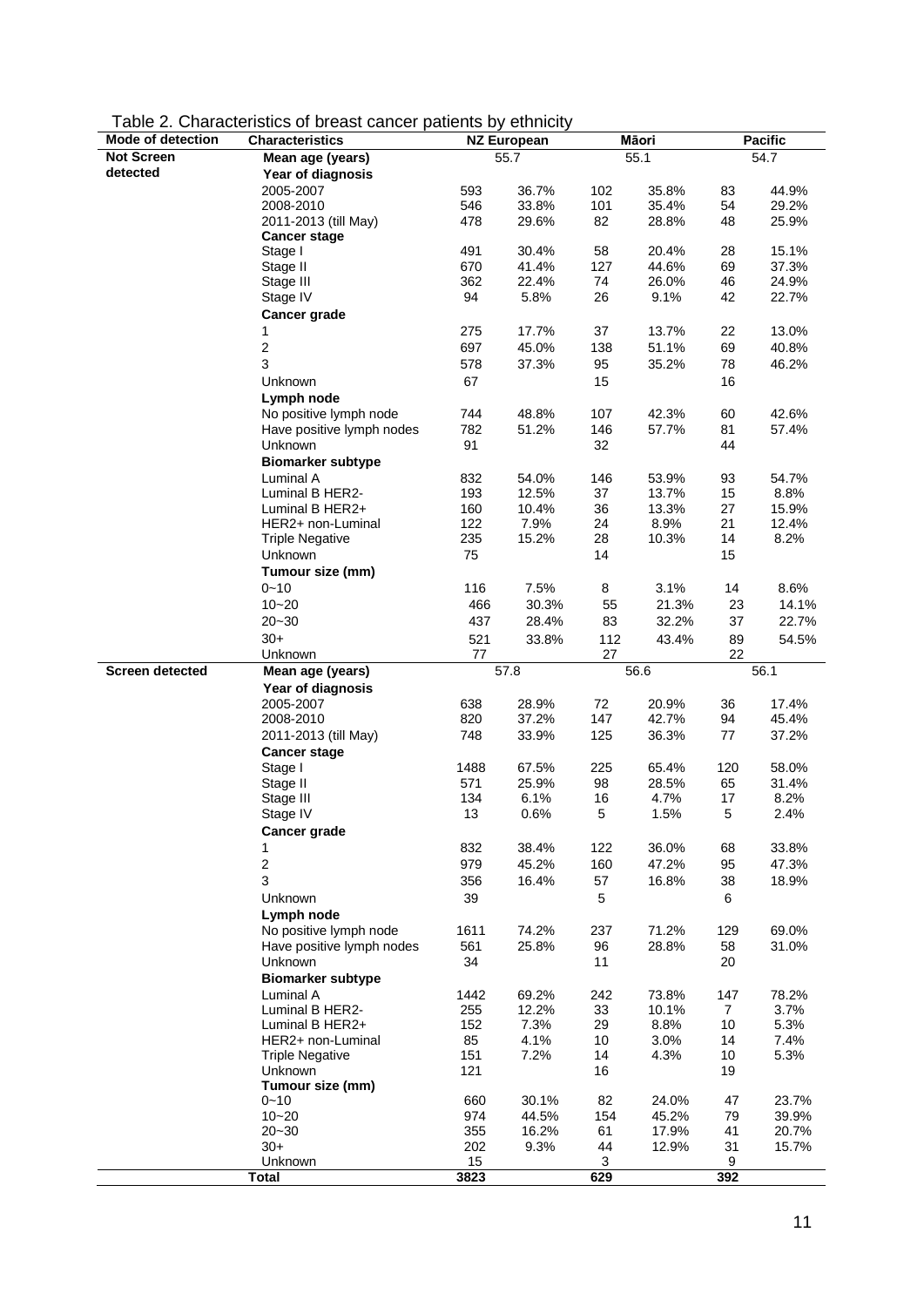Table 2. Characteristics of breast cancer patients by ethnicity

| Mode of detection | Characteristics | NZ European | | Māori | | Pacific | |
|---|---|---|---|---|---|---|---|
| **Not Screen detected** | **Mean age (years)** | 55.7 | | 55.1 | | 54.7 | |
| | **Year of diagnosis** | | | | | | |
| | 2005-2007 | 593 | 36.7% | 102 | 35.8% | 83 | 44.9% |
| | 2008-2010 | 546 | 33.8% | 101 | 35.4% | 54 | 29.2% |
| | 2011-2013 (till May) | 478 | 29.6% | 82 | 28.8% | 48 | 25.9% |
| | **Cancer stage** | | | | | | |
| | Stage I | 491 | 30.4% | 58 | 20.4% | 28 | 15.1% |
| | Stage II | 670 | 41.4% | 127 | 44.6% | 69 | 37.3% |
| | Stage III | 362 | 22.4% | 74 | 26.0% | 46 | 24.9% |
| | Stage IV | 94 | 5.8% | 26 | 9.1% | 42 | 22.7% |
| | **Cancer grade** | | | | | | |
| | 1 | 275 | 17.7% | 37 | 13.7% | 22 | 13.0% |
| | 2 | 697 | 45.0% | 138 | 51.1% | 69 | 40.8% |
| | 3 | 578 | 37.3% | 95 | 35.2% | 78 | 46.2% |
| | Unknown | 67 | | 15 | | 16 | |
| | **Lymph node** | | | | | | |
| | No positive lymph node | 744 | 48.8% | 107 | 42.3% | 60 | 42.6% |
| | Have positive lymph nodes | 782 | 51.2% | 146 | 57.7% | 81 | 57.4% |
| | Unknown | 91 | | 32 | | 44 | |
| | **Biomarker subtype** | | | | | | |
| | Luminal A | 832 | 54.0% | 146 | 53.9% | 93 | 54.7% |
| | Luminal B HER2- | 193 | 12.5% | 37 | 13.7% | 15 | 8.8% |
| | Luminal B HER2+ | 160 | 10.4% | 36 | 13.3% | 27 | 15.9% |
| | HER2+ non-Luminal | 122 | 7.9% | 24 | 8.9% | 21 | 12.4% |
| | Triple Negative | 235 | 15.2% | 28 | 10.3% | 14 | 8.2% |
| | Unknown | 75 | | 14 | | 15 | |
| | **Tumour size (mm)** | | | | | | |
| | 0~10 | 116 | 7.5% | 8 | 3.1% | 14 | 8.6% |
| | 10~20 | 466 | 30.3% | 55 | 21.3% | 23 | 14.1% |
| | 20~30 | 437 | 28.4% | 83 | 32.2% | 37 | 22.7% |
| | 30+ | 521 | 33.8% | 112 | 43.4% | 89 | 54.5% |
| | Unknown | 77 | | 27 | | 22 | |
| **Screen detected** | **Mean age (years)** | 57.8 | | 56.6 | | 56.1 | |
| | **Year of diagnosis** | | | | | | |
| | 2005-2007 | 638 | 28.9% | 72 | 20.9% | 36 | 17.4% |
| | 2008-2010 | 820 | 37.2% | 147 | 42.7% | 94 | 45.4% |
| | 2011-2013 (till May) | 748 | 33.9% | 125 | 36.3% | 77 | 37.2% |
| | **Cancer stage** | | | | | | |
| | Stage I | 1488 | 67.5% | 225 | 65.4% | 120 | 58.0% |
| | Stage II | 571 | 25.9% | 98 | 28.5% | 65 | 31.4% |
| | Stage III | 134 | 6.1% | 16 | 4.7% | 17 | 8.2% |
| | Stage IV | 13 | 0.6% | 5 | 1.5% | 5 | 2.4% |
| | **Cancer grade** | | | | | | |
| | 1 | 832 | 38.4% | 122 | 36.0% | 68 | 33.8% |
| | 2 | 979 | 45.2% | 160 | 47.2% | 95 | 47.3% |
| | 3 | 356 | 16.4% | 57 | 16.8% | 38 | 18.9% |
| | Unknown | 39 | | 5 | | 6 | |
| | **Lymph node** | | | | | | |
| | No positive lymph node | 1611 | 74.2% | 237 | 71.2% | 129 | 69.0% |
| | Have positive lymph nodes | 561 | 25.8% | 96 | 28.8% | 58 | 31.0% |
| | Unknown | 34 | | 11 | | 20 | |
| | **Biomarker subtype** | | | | | | |
| | Luminal A | 1442 | 69.2% | 242 | 73.8% | 147 | 78.2% |
| | Luminal B HER2- | 255 | 12.2% | 33 | 10.1% | 7 | 3.7% |
| | Luminal B HER2+ | 152 | 7.3% | 29 | 8.8% | 10 | 5.3% |
| | HER2+ non-Luminal | 85 | 4.1% | 10 | 3.0% | 14 | 7.4% |
| | Triple Negative | 151 | 7.2% | 14 | 4.3% | 10 | 5.3% |
| | Unknown | 121 | | 16 | | 19 | |
| | **Tumour size (mm)** | | | | | | |
| | 0~10 | 660 | 30.1% | 82 | 24.0% | 47 | 23.7% |
| | 10~20 | 974 | 44.5% | 154 | 45.2% | 79 | 39.9% |
| | 20~30 | 355 | 16.2% | 61 | 17.9% | 41 | 20.7% |
| | 30+ | 202 | 9.3% | 44 | 12.9% | 31 | 15.7% |
| | Unknown | 15 | | 3 | | 9 | |
| | **Total** | **3823** | | **629** | | **392** | |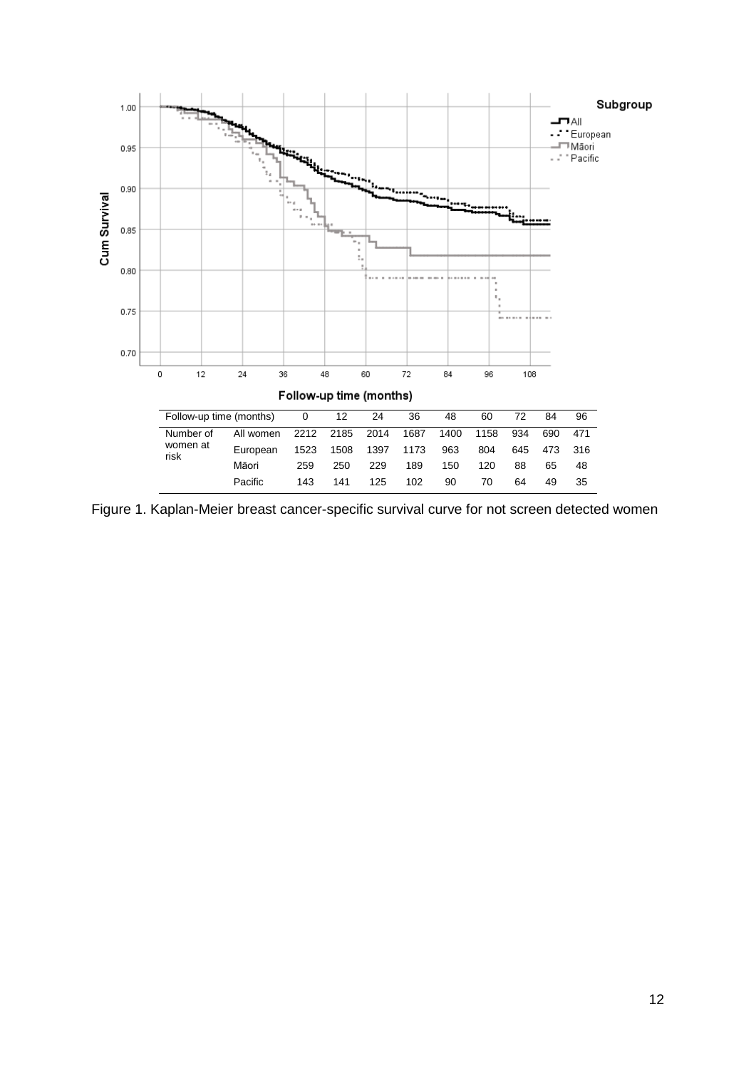| Follow-up time (months) | | 0 | 12 | 24 | 36 | 48 | 60 | 72 | 84 | 96 |
|---|---|---|---|---|---|---|---|---|---|---|
| Number of women at risk | All women | 2212 | 2185 | 2014 | 1687 | 1400 | 1158 | 934 | 690 | 471 |
| | European | 1523 | 1508 | 1397 | 1173 | 963 | 804 | 645 | 473 | 316 |
| | Māori | 259 | 250 | 229 | 189 | 150 | 120 | 88 | 65 | 48 |
| | Pacific | 143 | 141 | 125 | 102 | 90 | 70 | 64 | 49 | 35 |

Figure 1. Kaplan-Meier breast cancer-specific survival curve for not screen detected women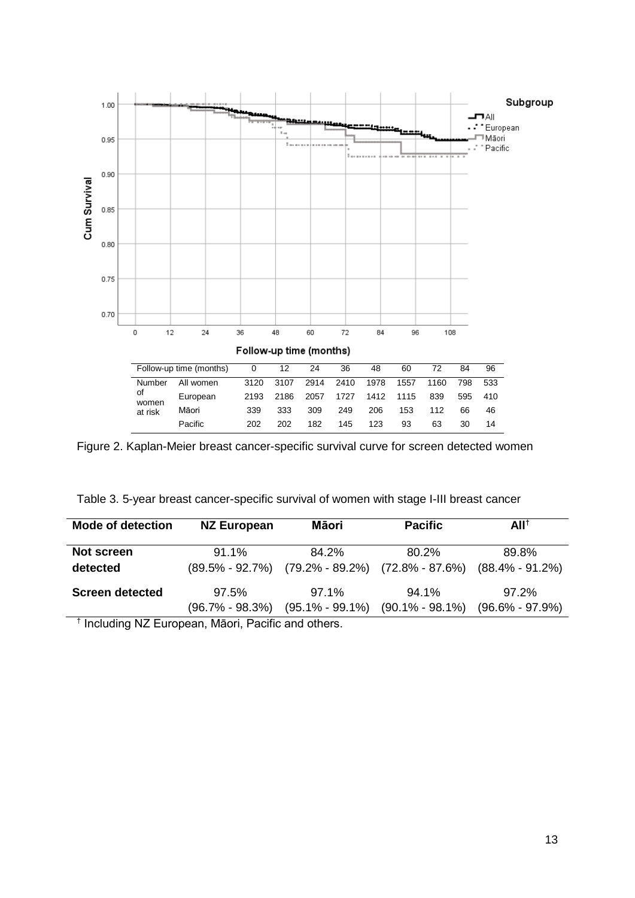Subgroup

All

European

Māori

Pacific

Cum Survival

1.00

0.95

0.90

0.85

0.80

0.75

0.70

0 12 24 36 48 60 72 84 96 108

Follow-up time (months)

| Follow-up time (months) | | 0 | 12 | 24 | 36 | 48 | 60 | 72 | 84 | 96 |
|---|---|---|---|---|---|---|---|---|---|---|
| Number of women at risk | All women | 3120 | 3107 | 2914 | 2410 | 1978 | 1557 | 1160 | 798 | 533 |
| | European | 2193 | 2186 | 2057 | 1727 | 1412 | 1115 | 839 | 595 | 410 |
| | Māori | 339 | 333 | 309 | 249 | 206 | 153 | 112 | 66 | 46 |
| | Pacific | 202 | 202 | 182 | 145 | 123 | 93 | 63 | 30 | 14 |

Figure 2. Kaplan-Meier breast cancer-specific survival curve for screen detected women

Table 3. 5-year breast cancer-specific survival of women with stage I-III breast cancer

| Mode of detection | NZ European | Māori | Pacific | All[†] |
|---|---|---|---|---|
| **Not screen detected** | 91.1% (89.5% - 92.7%) | 84.2% (79.2% - 89.2%) | 80.2% (72.8% - 87.6%) | 89.8% (88.4% - 91.2%) |
| **Screen detected** | 97.5% (96.7% - 98.3%) | 97.1% (95.1% - 99.1%) | 94.1% (90.1% - 98.1%) | 97.2% (96.6% - 97.9%) |

[†] Including NZ European, Māori, Pacific and others.